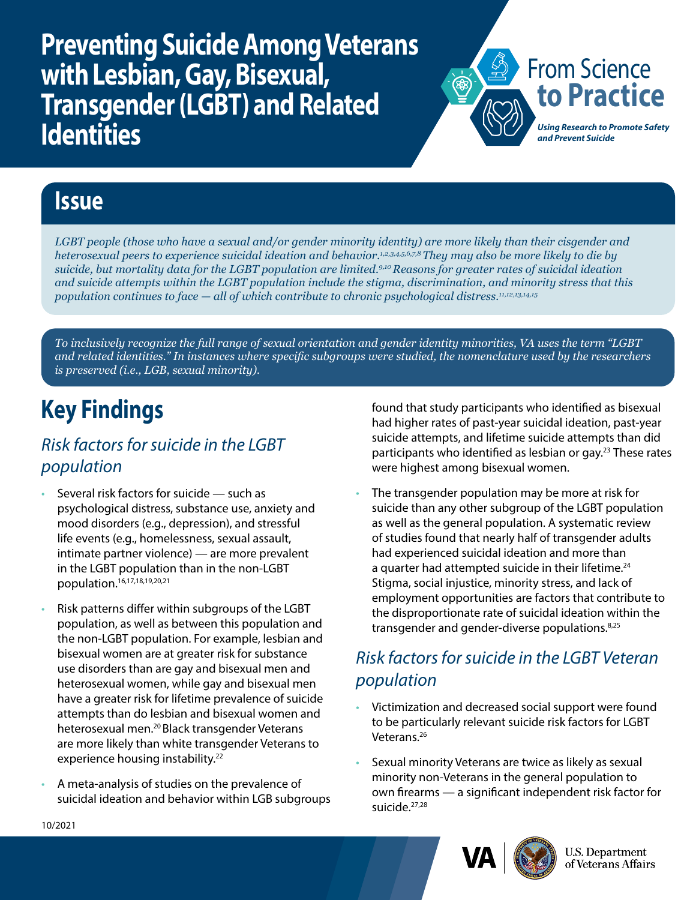# Preventing Suicide Among Veterans with Lesbian, Gay, Bisexual, Transgender (LGBT) and Related Identities

From Science to Practice

*Using Research to Promote Safety and Prevent Suicide*

## Issue

*LGBT people (those who have a sexual and/or gender minority identity) are more likely than their cisgender and heterosexual peers to experience suicidal ideation and behavior.[1,2,3,4,5,6,7,8] They may also be more likely to die by suicide, but mortality data for the LGBT population are limited.[9,10] Reasons for greater rates of suicidal ideation and suicide attempts within the LGBT population include the stigma, discrimination, and minority stress that this population continues to face — all of which contribute to chronic psychological distress.[11,12,13,14,15]*

*To inclusively recognize the full range of sexual orientation and gender identity minorities, VA uses the term "LGBT and related identities." In instances where specific subgroups were studied, the nomenclature used by the researchers is preserved (i.e., LGB, sexual minority).*

## Key Findings

### *Risk factors for suicide in the LGBT population*

- Several risk factors for suicide — such as psychological distress, substance use, anxiety and mood disorders (e.g., depression), and stressful life events (e.g., homelessness, sexual assault, intimate partner violence) — are more prevalent in the LGBT population than in the non-LGBT population.[16,17,18,19,20,21]
- Risk patterns differ within subgroups of the LGBT population, as well as between this population and the non-LGBT population. For example, lesbian and bisexual women are at greater risk for substance use disorders than are gay and bisexual men and heterosexual women, while gay and bisexual men have a greater risk for lifetime prevalence of suicide attempts than do lesbian and bisexual women and heterosexual men.[20] Black transgender Veterans are more likely than white transgender Veterans to experience housing instability.[22]
- A meta-analysis of studies on the prevalence of suicidal ideation and behavior within LGB subgroups found that study participants who identified as bisexual had higher rates of past-year suicidal ideation, past-year suicide attempts, and lifetime suicide attempts than did participants who identified as lesbian or gay.[23] These rates were highest among bisexual women.
- The transgender population may be more at risk for suicide than any other subgroup of the LGBT population as well as the general population. A systematic review of studies found that nearly half of transgender adults had experienced suicidal ideation and more than a quarter had attempted suicide in their lifetime.[24] Stigma, social injustice, minority stress, and lack of employment opportunities are factors that contribute to the disproportionate rate of suicidal ideation within the transgender and gender-diverse populations.[8,25]

### *Risk factors for suicide in the LGBT Veteran population*

- Victimization and decreased social support were found to be particularly relevant suicide risk factors for LGBT Veterans.[26]
- Sexual minority Veterans are twice as likely as sexual minority non-Veterans in the general population to own firearms — a significant independent risk factor for suicide.[27,28]

10/2021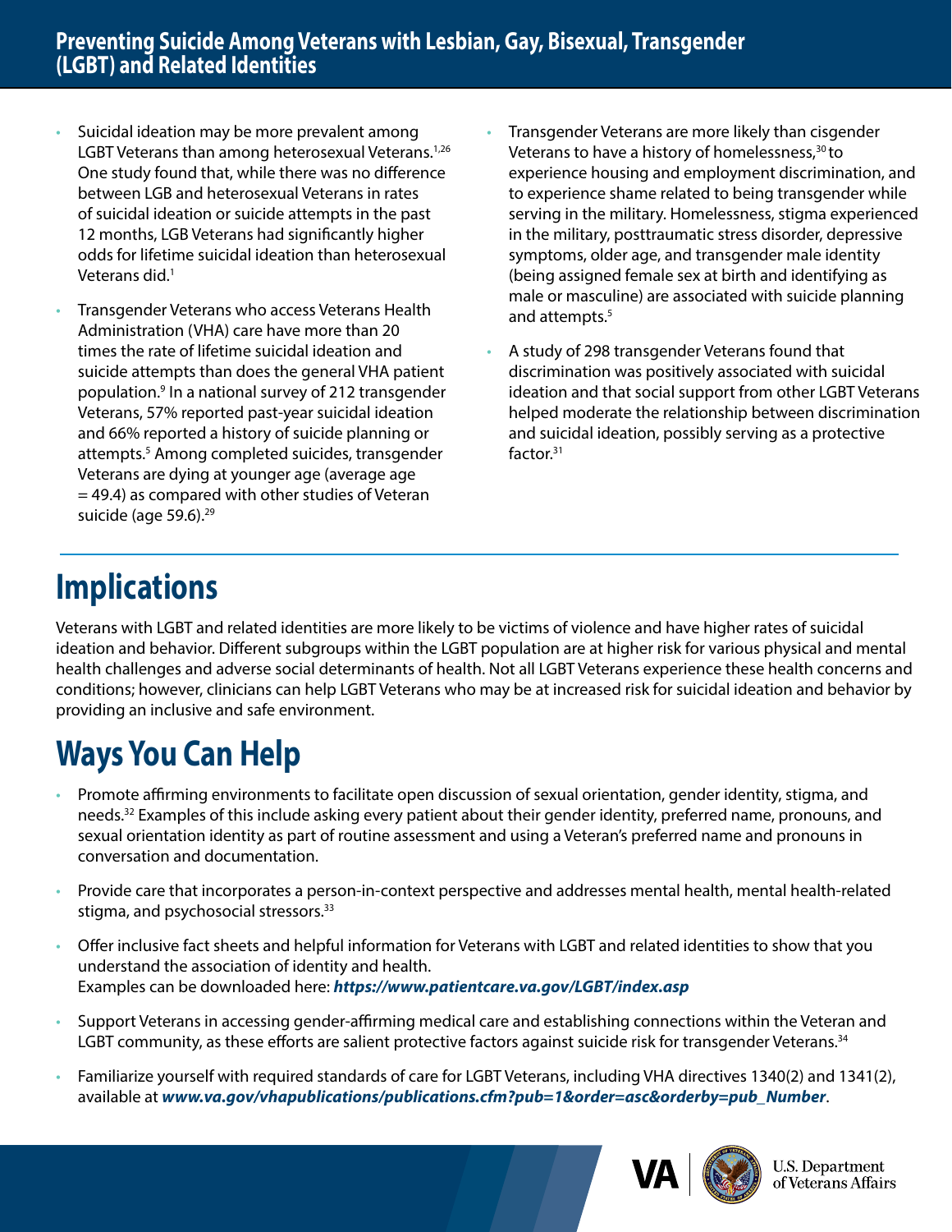- Suicidal ideation may be more prevalent among LGBT Veterans than among heterosexual Veterans.[1,26] One study found that, while there was no difference between LGB and heterosexual Veterans in rates of suicidal ideation or suicide attempts in the past 12 months, LGB Veterans had significantly higher odds for lifetime suicidal ideation than heterosexual Veterans did.[1]
- Transgender Veterans who access Veterans Health Administration (VHA) care have more than 20 times the rate of lifetime suicidal ideation and suicide attempts than does the general VHA patient population.[9] In a national survey of 212 transgender Veterans, 57% reported past-year suicidal ideation and 66% reported a history of suicide planning or attempts.[5] Among completed suicides, transgender Veterans are dying at younger age (average age = 49.4) as compared with other studies of Veteran suicide (age 59.6).[29]
- Transgender Veterans are more likely than cisgender Veterans to have a history of homelessness,[30] to experience housing and employment discrimination, and to experience shame related to being transgender while serving in the military. Homelessness, stigma experienced in the military, posttraumatic stress disorder, depressive symptoms, older age, and transgender male identity (being assigned female sex at birth and identifying as male or masculine) are associated with suicide planning and attempts.[5]
- A study of 298 transgender Veterans found that discrimination was positively associated with suicidal ideation and that social support from other LGBT Veterans helped moderate the relationship between discrimination and suicidal ideation, possibly serving as a protective factor.[31]

# Implications

Veterans with LGBT and related identities are more likely to be victims of violence and have higher rates of suicidal ideation and behavior. Different subgroups within the LGBT population are at higher risk for various physical and mental health challenges and adverse social determinants of health. Not all LGBT Veterans experience these health concerns and conditions; however, clinicians can help LGBT Veterans who may be at increased risk for suicidal ideation and behavior by providing an inclusive and safe environment.

# Ways You Can Help

- Promote affirming environments to facilitate open discussion of sexual orientation, gender identity, stigma, and needs.[32] Examples of this include asking every patient about their gender identity, preferred name, pronouns, and sexual orientation identity as part of routine assessment and using a Veteran's preferred name and pronouns in conversation and documentation.
- Provide care that incorporates a person-in-context perspective and addresses mental health, mental health-related stigma, and psychosocial stressors.[33]
- Offer inclusive fact sheets and helpful information for Veterans with LGBT and related identities to show that you understand the association of identity and health.
  Examples can be downloaded here: ***https://www.patientcare.va.gov/LGBT/index.asp***
- Support Veterans in accessing gender-affirming medical care and establishing connections within the Veteran and LGBT community, as these efforts are salient protective factors against suicide risk for transgender Veterans.[34]
- Familiarize yourself with required standards of care for LGBT Veterans, including VHA directives 1340(2) and 1341(2), available at ***www.va.gov/vhapublications/publications.cfm?pub=1&order=asc&orderby=pub_Number***.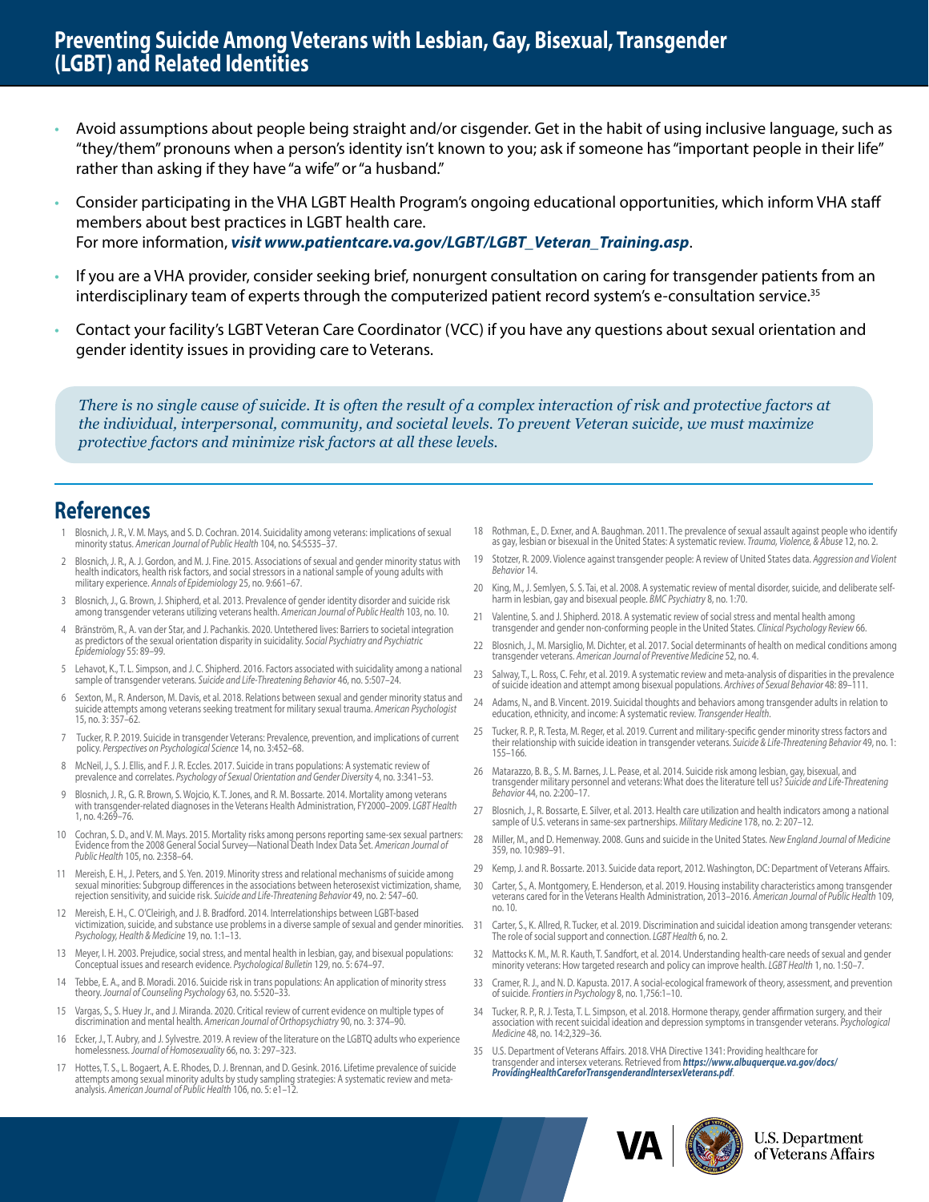# Preventing Suicide Among Veterans with Lesbian, Gay, Bisexual, Transgender (LGBT) and Related Identities

- Avoid assumptions about people being straight and/or cisgender. Get in the habit of using inclusive language, such as "they/them" pronouns when a person's identity isn't known to you; ask if someone has "important people in their life" rather than asking if they have "a wife" or "a husband."
- Consider participating in the VHA LGBT Health Program's ongoing educational opportunities, which inform VHA staff members about best practices in LGBT health care. For more information, ***visit www.patientcare.va.gov/LGBT/LGBT_Veteran_Training.asp***.
- If you are a VHA provider, consider seeking brief, nonurgent consultation on caring for transgender patients from an interdisciplinary team of experts through the computerized patient record system's e-consultation service.[35]
- Contact your facility's LGBT Veteran Care Coordinator (VCC) if you have any questions about sexual orientation and gender identity issues in providing care to Veterans.

*There is no single cause of suicide. It is often the result of a complex interaction of risk and protective factors at the individual, interpersonal, community, and societal levels. To prevent Veteran suicide, we must maximize protective factors and minimize risk factors at all these levels.*

## References

1. Blosnich, J. R., V. M. Mays, and S. D. Cochran. 2014. Suicidality among veterans: implications of sexual minority status. *American Journal of Public Health* 104, no. S4:S535–37.
2. Blosnich, J. R., A. J. Gordon, and M. J. Fine. 2015. Associations of sexual and gender minority status with health indicators, health risk factors, and social stressors in a national sample of young adults with military experience. *Annals of Epidemiology* 25, no. 9:661–67.
3. Blosnich, J., G. Brown, J. Shipherd, et al. 2013. Prevalence of gender identity disorder and suicide risk among transgender veterans utilizing veterans health. *American Journal of Public Health* 103, no. 10.
4. Bränström, R., A. van der Star, and J. Pachankis. 2020. Untethered lives: Barriers to societal integration as predictors of the sexual orientation disparity in suicidality. *Social Psychiatry and Psychiatric Epidemiology* 55: 89–99.
5. Lehavot, K., T. L. Simpson, and J. C. Shipherd. 2016. Factors associated with suicidality among a national sample of transgender veterans. *Suicide and Life-Threatening Behavior* 46, no. 5:507–24.
6. Sexton, M., R. Anderson, M. Davis, et al. 2018. Relations between sexual and gender minority status and suicide attempts among veterans seeking treatment for military sexual trauma. *American Psychologist* 15, no. 3: 357–62.
7. Tucker, R. P. 2019. Suicide in transgender Veterans: Prevalence, prevention, and implications of current policy. *Perspectives on Psychological Science* 14, no. 3:452–68.
8. McNeil, J., S. J. Ellis, and F. J. R. Eccles. 2017. Suicide in trans populations: A systematic review of prevalence and correlates. *Psychology of Sexual Orientation and Gender Diversity* 4, no. 3:341–53.
9. Blosnich, J. R., G. R. Brown, S. Wojcio, K. T. Jones, and R. M. Bossarte. 2014. Mortality among veterans with transgender-related diagnoses in the Veterans Health Administration, FY2000–2009. *LGBT Health* 1, no. 4:269–76.
10. Cochran, S. D., and V. M. Mays. 2015. Mortality risks among persons reporting same-sex sexual partners: Evidence from the 2008 General Social Survey—National Death Index Data Set. *American Journal of Public Health* 105, no. 2:358–64.
11. Mereish, E. H., J. Peters, and S. Yen. 2019. Minority stress and relational mechanisms of suicide among sexual minorities: Subgroup differences in the associations between heterosexist victimization, shame, rejection sensitivity, and suicide risk. *Suicide and Life-Threatening Behavior* 49, no. 2: 547–60.
12. Mereish, E. H., C. O'Cleirigh, and J. B. Bradford. 2014. Interrelationships between LGBT-based victimization, suicide, and substance use problems in a diverse sample of sexual and gender minorities. *Psychology, Health & Medicine* 19, no. 1:1–13.
13. Meyer, I. H. 2003. Prejudice, social stress, and mental health in lesbian, gay, and bisexual populations: Conceptual issues and research evidence. *Psychological Bulletin* 129, no. 5: 674–97.
14. Tebbe, E. A., and B. Moradi. 2016. Suicide risk in trans populations: An application of minority stress theory. *Journal of Counseling Psychology* 63, no. 5:520–33.
15. Vargas, S., S. Huey Jr., and J. Miranda. 2020. Critical review of current evidence on multiple types of discrimination and mental health. *American Journal of Orthopsychiatry* 90, no. 3: 374–90.
16. Ecker, J., T. Aubry, and J. Sylvestre. 2019. A review of the literature on the LGBTQ adults who experience homelessness. *Journal of Homosexuality* 66, no. 3: 297–323.
17. Hottes, T. S., L. Bogaert, A. E. Rhodes, D. J. Brennan, and D. Gesink. 2016. Lifetime prevalence of suicide attempts among sexual minority adults by study sampling strategies: A systematic review and meta-analysis. *American Journal of Public Health* 106, no. 5: e1–12.
18. Rothman, E., D. Exner, and A. Baughman. 2011. The prevalence of sexual assault against people who identify as gay, lesbian or bisexual in the United States: A systematic review. *Trauma, Violence, & Abuse* 12, no. 2.
19. Stotzer, R. 2009. Violence against transgender people: A review of United States data. *Aggression and Violent Behavior* 14.
20. King, M., J. Semlyen, S. S. Tai, et al. 2008. A systematic review of mental disorder, suicide, and deliberate self-harm in lesbian, gay and bisexual people. *BMC Psychiatry* 8, no. 1:70.
21. Valentine, S. and J. Shipherd. 2018. A systematic review of social stress and mental health among transgender and gender non-conforming people in the United States. *Clinical Psychology Review* 66.
22. Blosnich, J., M. Marsiglio, M. Dichter, et al. 2017. Social determinants of health on medical conditions among transgender veterans. *American Journal of Preventive Medicine* 52, no. 4.
23. Salway, T., L. Ross, C. Fehr, et al. 2019. A systematic review and meta-analysis of disparities in the prevalence of suicide ideation and attempt among bisexual populations. *Archives of Sexual Behavior* 48: 89–111.
24. Adams, N., and B. Vincent. 2019. Suicidal thoughts and behaviors among transgender adults in relation to education, ethnicity, and income: A systematic review. *Transgender Health*.
25. Tucker, R. P., R. Testa, M. Reger, et al. 2019. Current and military-specific gender minority stress factors and their relationship with suicide ideation in transgender veterans. *Suicide & Life-Threatening Behavior* 49, no. 1: 155–166.
26. Matarazzo, B. B., S. M. Barnes, J. L. Pease, et al. 2014. Suicide risk among lesbian, gay, bisexual, and transgender military personnel and veterans: What does the literature tell us? *Suicide and Life-Threatening Behavior* 44, no. 2:200–17.
27. Blosnich, J., R. Bossarte, E. Silver, et al. 2013. Health care utilization and health indicators among a national sample of U.S. veterans in same-sex partnerships. *Military Medicine* 178, no. 2: 207–12.
28. Miller, M., and D. Hemenway. 2008. Guns and suicide in the United States. *New England Journal of Medicine* 359, no. 10:989–91.
29. Kemp, J. and R. Bossarte. 2013. Suicide data report, 2012. Washington, DC: Department of Veterans Affairs.
30. Carter, S., A. Montgomery, E. Henderson, et al. 2019. Housing instability characteristics among transgender veterans cared for in the Veterans Health Administration, 2013–2016. *American Journal of Public Health* 109, no. 10.
31. Carter, S., K. Allred, R. Tucker, et al. 2019. Discrimination and suicidal ideation among transgender veterans: The role of social support and connection. *LGBT Health* 6, no. 2.
32. Mattocks K. M., M. R. Kauth, T. Sandfort, et al. 2014. Understanding health-care needs of sexual and gender minority veterans: How targeted research and policy can improve health. *LGBT Health* 1, no. 1:50–7.
33. Cramer, R. J., and N. D. Kapusta. 2017. A social-ecological framework of theory, assessment, and prevention of suicide. *Frontiers in Psychology* 8, no. 1,756:1–10.
34. Tucker, R. P., R. J. Testa, T. L. Simpson, et al. 2018. Hormone therapy, gender affirmation surgery, and their association with recent suicidal ideation and depression symptoms in transgender veterans. *Psychological Medicine* 48, no. 14:2,329–36.
35. U.S. Department of Veterans Affairs. 2018. VHA Directive 1341: Providing healthcare for transgender and intersex veterans. Retrieved from ***https://www.albuquerque.va.gov/docs/ProvidingHealthCareforTransgenderandIntersexVeterans.pdf***.

VA | U.S. Department of Veterans Affairs